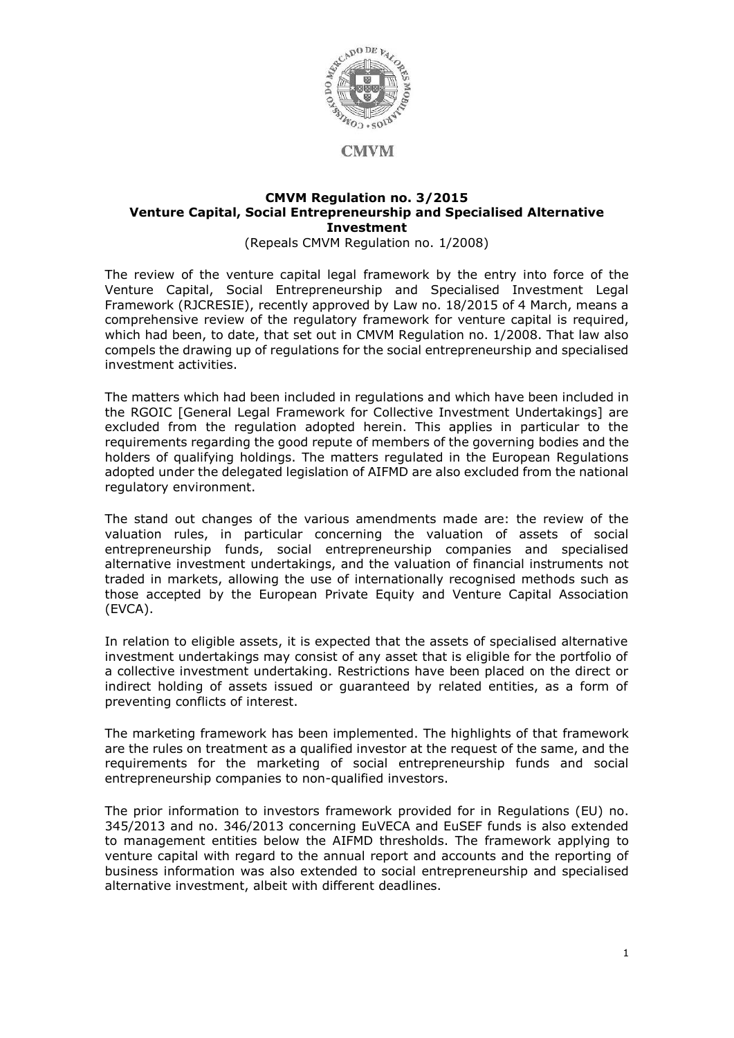CMVM

# CMVM Regulation no. 3/2015
## Venture Capital, Social Entrepreneurship and Specialised Alternative Investment

(Repeals CMVM Regulation no. 1/2008)

The review of the venture capital legal framework by the entry into force of the Venture Capital, Social Entrepreneurship and Specialised Investment Legal Framework (RJCRESIE), recently approved by Law no. 18/2015 of 4 March, means a comprehensive review of the regulatory framework for venture capital is required, which had been, to date, that set out in CMVM Regulation no. 1/2008. That law also compels the drawing up of regulations for the social entrepreneurship and specialised investment activities.

The matters which had been included in regulations and which have been included in the RGOIC [General Legal Framework for Collective Investment Undertakings] are excluded from the regulation adopted herein. This applies in particular to the requirements regarding the good repute of members of the governing bodies and the holders of qualifying holdings. The matters regulated in the European Regulations adopted under the delegated legislation of AIFMD are also excluded from the national regulatory environment.

The stand out changes of the various amendments made are: the review of the valuation rules, in particular concerning the valuation of assets of social entrepreneurship funds, social entrepreneurship companies and specialised alternative investment undertakings, and the valuation of financial instruments not traded in markets, allowing the use of internationally recognised methods such as those accepted by the European Private Equity and Venture Capital Association (EVCA).

In relation to eligible assets, it is expected that the assets of specialised alternative investment undertakings may consist of any asset that is eligible for the portfolio of a collective investment undertaking. Restrictions have been placed on the direct or indirect holding of assets issued or guaranteed by related entities, as a form of preventing conflicts of interest.

The marketing framework has been implemented. The highlights of that framework are the rules on treatment as a qualified investor at the request of the same, and the requirements for the marketing of social entrepreneurship funds and social entrepreneurship companies to non-qualified investors.

The prior information to investors framework provided for in Regulations (EU) no. 345/2013 and no. 346/2013 concerning EuVECA and EuSEF funds is also extended to management entities below the AIFMD thresholds. The framework applying to venture capital with regard to the annual report and accounts and the reporting of business information was also extended to social entrepreneurship and specialised alternative investment, albeit with different deadlines.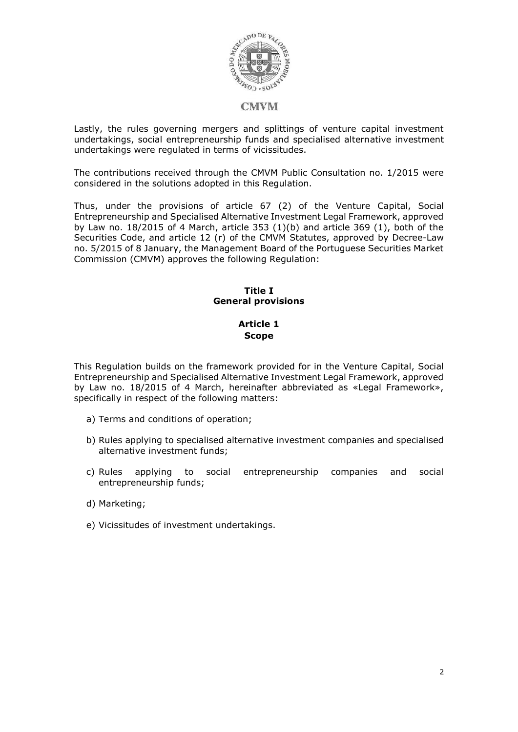Lastly, the rules governing mergers and splittings of venture capital investment undertakings, social entrepreneurship funds and specialised alternative investment undertakings were regulated in terms of vicissitudes.

The contributions received through the CMVM Public Consultation no. 1/2015 were considered in the solutions adopted in this Regulation.

Thus, under the provisions of article 67 (2) of the Venture Capital, Social Entrepreneurship and Specialised Alternative Investment Legal Framework, approved by Law no. 18/2015 of 4 March, article 353 (1)(b) and article 369 (1), both of the Securities Code, and article 12 (r) of the CMVM Statutes, approved by Decree-Law no. 5/2015 of 8 January, the Management Board of the Portuguese Securities Market Commission (CMVM) approves the following Regulation:

# Title I
# General provisions

## Article 1
## Scope

This Regulation builds on the framework provided for in the Venture Capital, Social Entrepreneurship and Specialised Alternative Investment Legal Framework, approved by Law no. 18/2015 of 4 March, hereinafter abbreviated as «Legal Framework», specifically in respect of the following matters:

a) Terms and conditions of operation;

b) Rules applying to specialised alternative investment companies and specialised alternative investment funds;

c) Rules applying to social entrepreneurship companies and social entrepreneurship funds;

d) Marketing;

e) Vicissitudes of investment undertakings.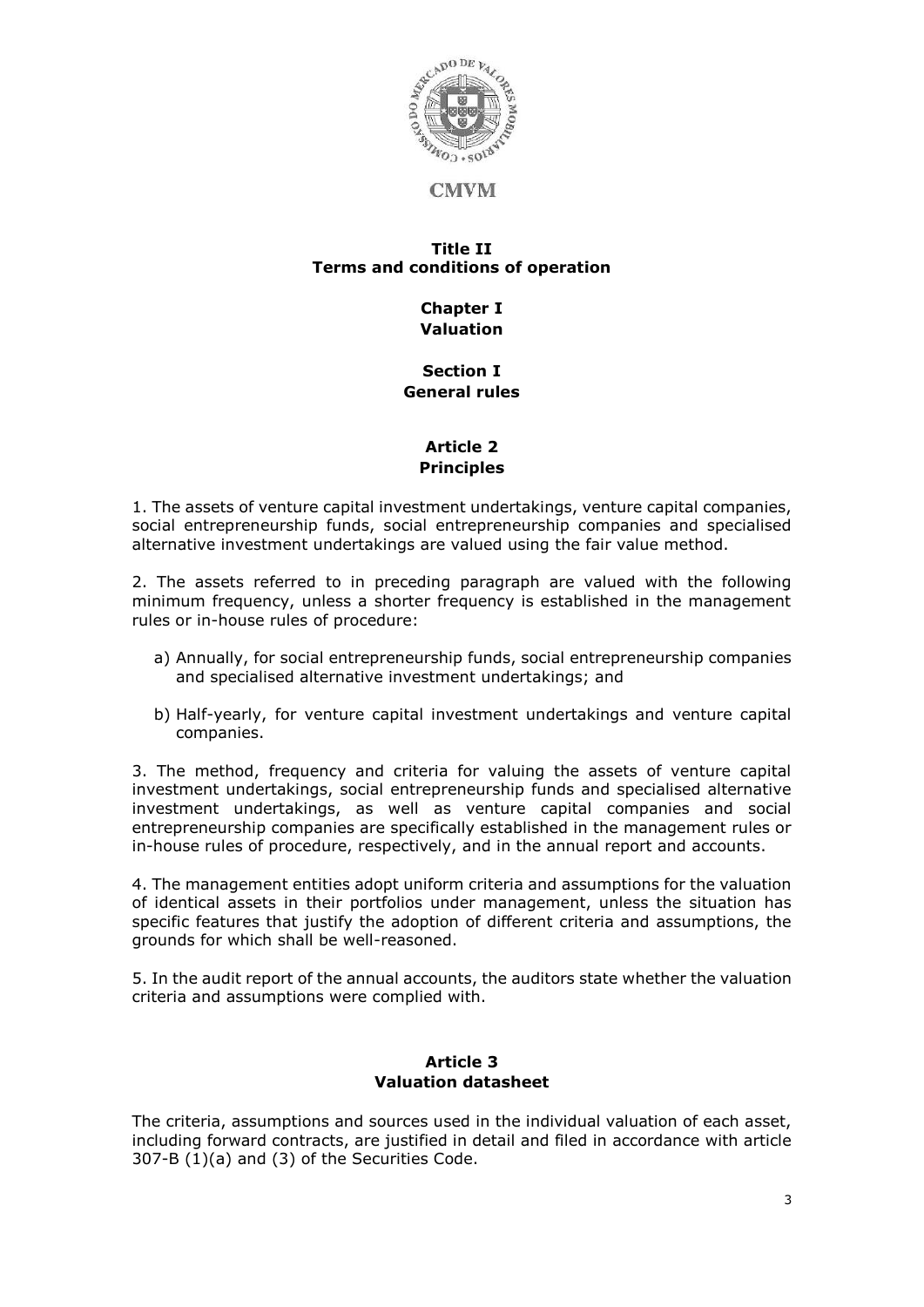# Title II
# Terms and conditions of operation

## Chapter I
## Valuation

### Section I
### General rules

#### Article 2
#### Principles

1. The assets of venture capital investment undertakings, venture capital companies, social entrepreneurship funds, social entrepreneurship companies and specialised alternative investment undertakings are valued using the fair value method.

2. The assets referred to in preceding paragraph are valued with the following minimum frequency, unless a shorter frequency is established in the management rules or in-house rules of procedure:

   a) Annually, for social entrepreneurship funds, social entrepreneurship companies and specialised alternative investment undertakings; and

   b) Half-yearly, for venture capital investment undertakings and venture capital companies.

3. The method, frequency and criteria for valuing the assets of venture capital investment undertakings, social entrepreneurship funds and specialised alternative investment undertakings, as well as venture capital companies and social entrepreneurship companies are specifically established in the management rules or in-house rules of procedure, respectively, and in the annual report and accounts.

4. The management entities adopt uniform criteria and assumptions for the valuation of identical assets in their portfolios under management, unless the situation has specific features that justify the adoption of different criteria and assumptions, the grounds for which shall be well-reasoned.

5. In the audit report of the annual accounts, the auditors state whether the valuation criteria and assumptions were complied with.

#### Article 3
#### Valuation datasheet

The criteria, assumptions and sources used in the individual valuation of each asset, including forward contracts, are justified in detail and filed in accordance with article 307-B (1)(a) and (3) of the Securities Code.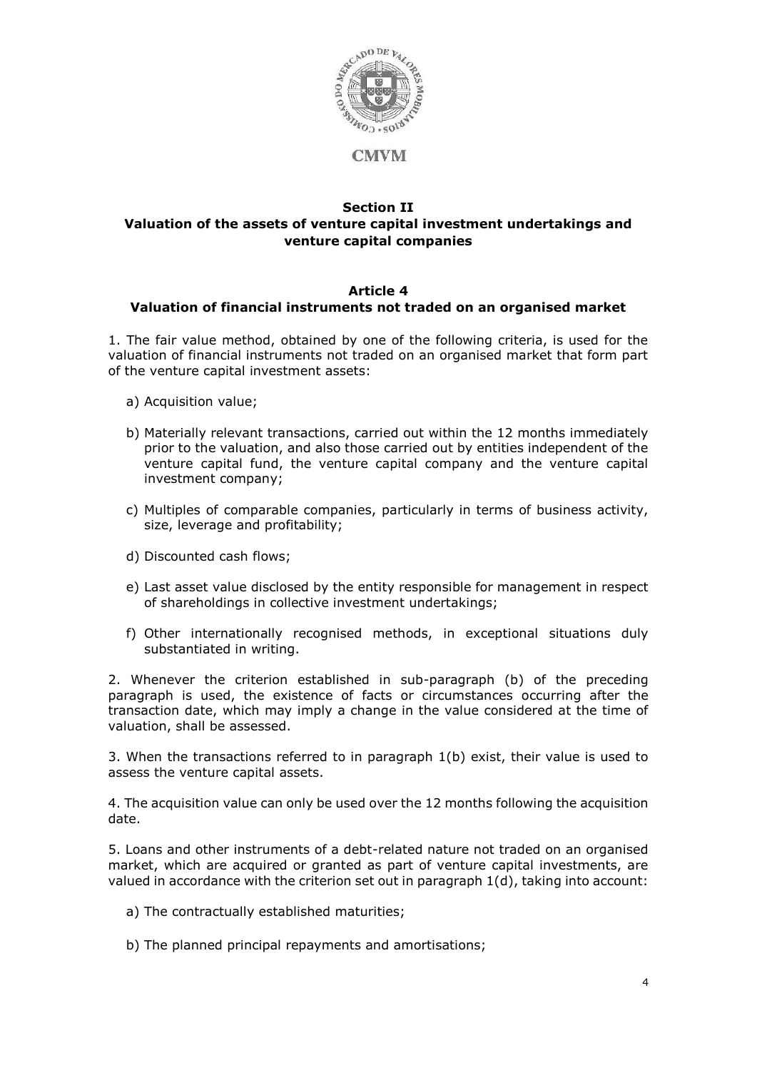## Section II
## Valuation of the assets of venture capital investment undertakings and venture capital companies

### Article 4
### Valuation of financial instruments not traded on an organised market

1. The fair value method, obtained by one of the following criteria, is used for the valuation of financial instruments not traded on an organised market that form part of the venture capital investment assets:

   a) Acquisition value;

   b) Materially relevant transactions, carried out within the 12 months immediately prior to the valuation, and also those carried out by entities independent of the venture capital fund, the venture capital company and the venture capital investment company;

   c) Multiples of comparable companies, particularly in terms of business activity, size, leverage and profitability;

   d) Discounted cash flows;

   e) Last asset value disclosed by the entity responsible for management in respect of shareholdings in collective investment undertakings;

   f) Other internationally recognised methods, in exceptional situations duly substantiated in writing.

2. Whenever the criterion established in sub-paragraph (b) of the preceding paragraph is used, the existence of facts or circumstances occurring after the transaction date, which may imply a change in the value considered at the time of valuation, shall be assessed.

3. When the transactions referred to in paragraph 1(b) exist, their value is used to assess the venture capital assets.

4. The acquisition value can only be used over the 12 months following the acquisition date.

5. Loans and other instruments of a debt-related nature not traded on an organised market, which are acquired or granted as part of venture capital investments, are valued in accordance with the criterion set out in paragraph 1(d), taking into account:

   a) The contractually established maturities;

   b) The planned principal repayments and amortisations;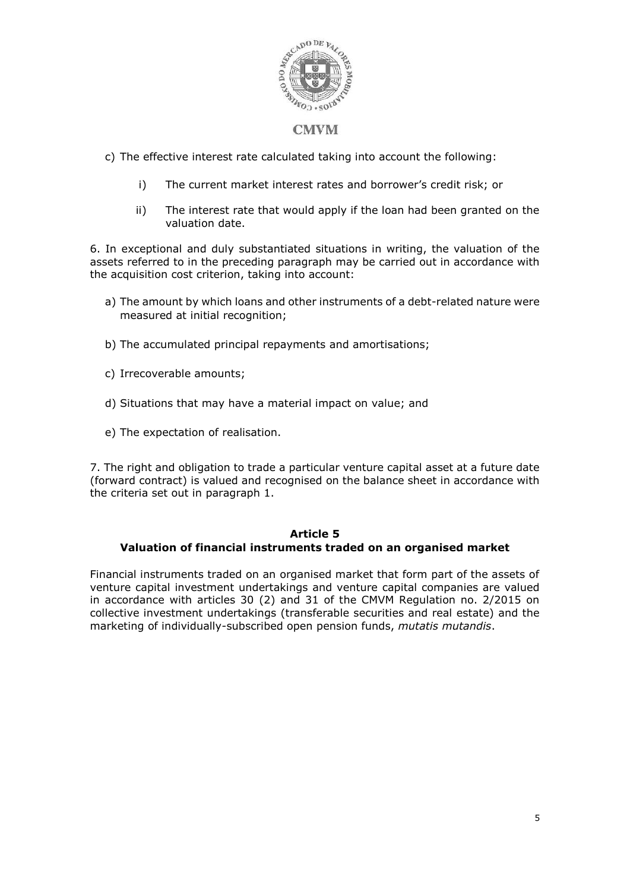c) The effective interest rate calculated taking into account the following:

   i) The current market interest rates and borrower's credit risk; or

   ii) The interest rate that would apply if the loan had been granted on the valuation date.

6. In exceptional and duly substantiated situations in writing, the valuation of the assets referred to in the preceding paragraph may be carried out in accordance with the acquisition cost criterion, taking into account:

a) The amount by which loans and other instruments of a debt-related nature were measured at initial recognition;

b) The accumulated principal repayments and amortisations;

c) Irrecoverable amounts;

d) Situations that may have a material impact on value; and

e) The expectation of realisation.

7. The right and obligation to trade a particular venture capital asset at a future date (forward contract) is valued and recognised on the balance sheet in accordance with the criteria set out in paragraph 1.

## Article 5
## Valuation of financial instruments traded on an organised market

Financial instruments traded on an organised market that form part of the assets of venture capital investment undertakings and venture capital companies are valued in accordance with articles 30 (2) and 31 of the CMVM Regulation no. 2/2015 on collective investment undertakings (transferable securities and real estate) and the marketing of individually-subscribed open pension funds, *mutatis mutandis*.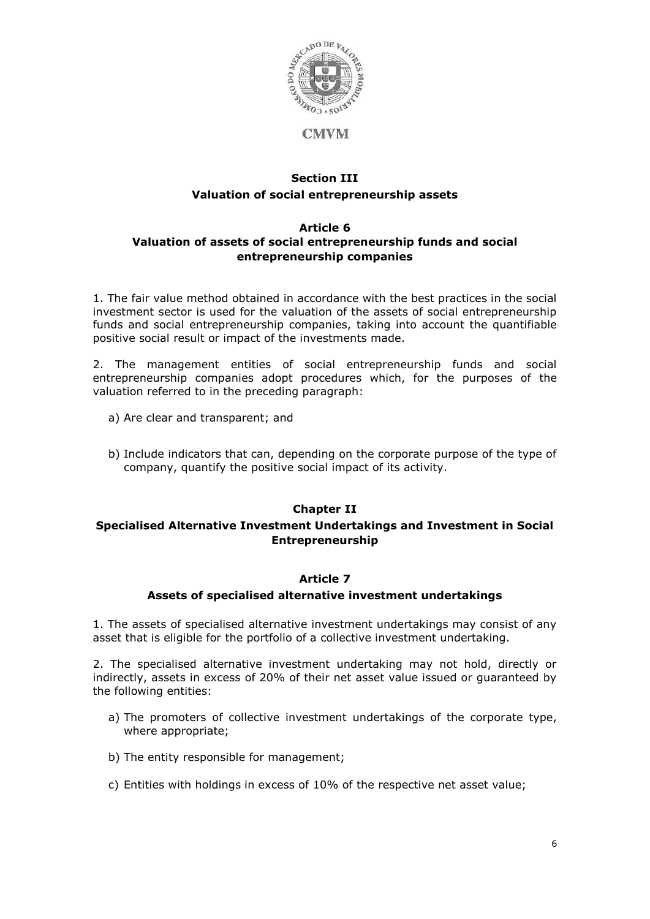## Section III
## Valuation of social entrepreneurship assets

### Article 6
### Valuation of assets of social entrepreneurship funds and social entrepreneurship companies

1. The fair value method obtained in accordance with the best practices in the social investment sector is used for the valuation of the assets of social entrepreneurship funds and social entrepreneurship companies, taking into account the quantifiable positive social result or impact of the investments made.

2. The management entities of social entrepreneurship funds and social entrepreneurship companies adopt procedures which, for the purposes of the valuation referred to in the preceding paragraph:

a) Are clear and transparent; and

b) Include indicators that can, depending on the corporate purpose of the type of company, quantify the positive social impact of its activity.

# Chapter II
# Specialised Alternative Investment Undertakings and Investment in Social Entrepreneurship

### Article 7
### Assets of specialised alternative investment undertakings

1. The assets of specialised alternative investment undertakings may consist of any asset that is eligible for the portfolio of a collective investment undertaking.

2. The specialised alternative investment undertaking may not hold, directly or indirectly, assets in excess of 20% of their net asset value issued or guaranteed by the following entities:

a) The promoters of collective investment undertakings of the corporate type, where appropriate;

b) The entity responsible for management;

c) Entities with holdings in excess of 10% of the respective net asset value;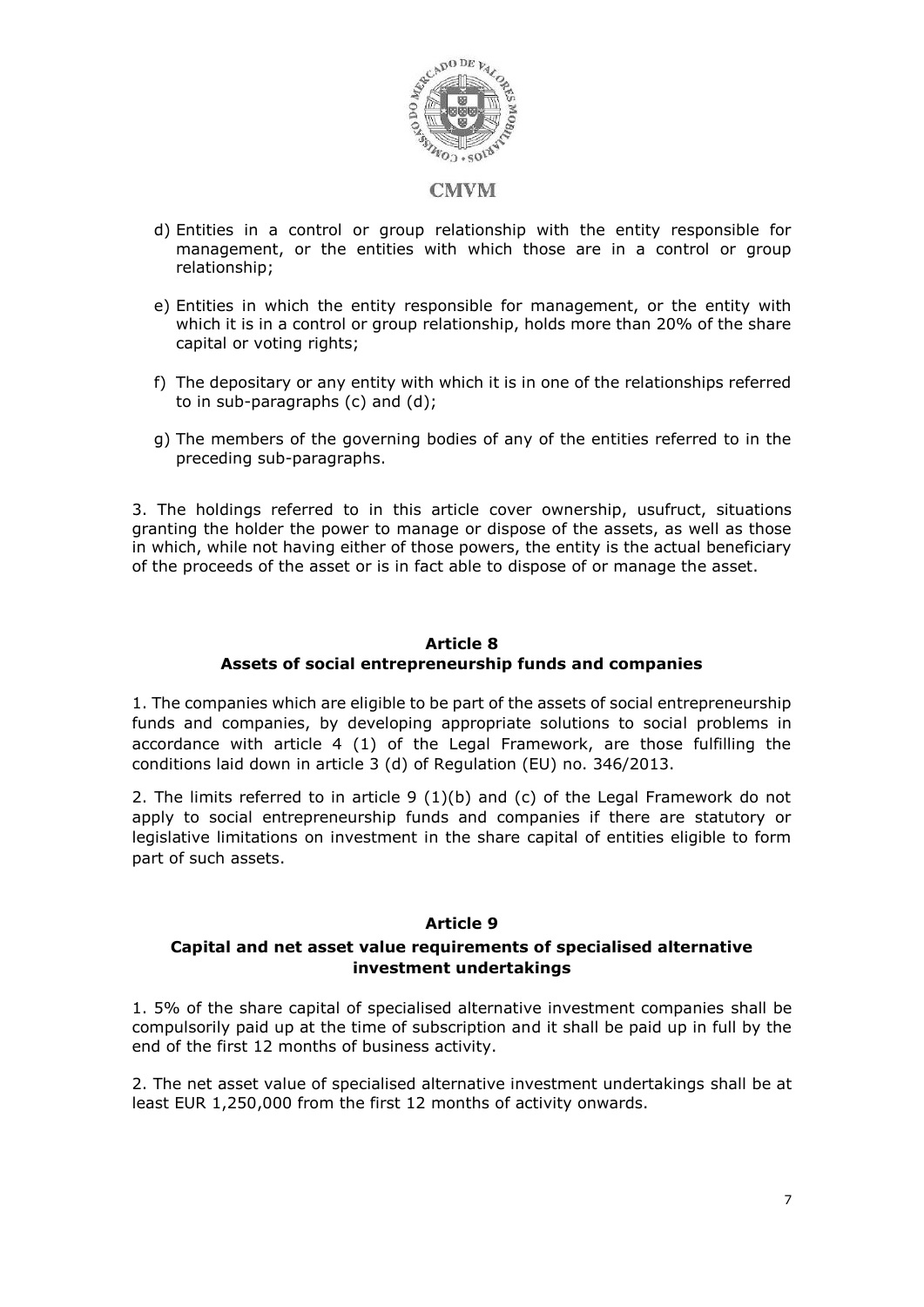d) Entities in a control or group relationship with the entity responsible for management, or the entities with which those are in a control or group relationship;

e) Entities in which the entity responsible for management, or the entity with which it is in a control or group relationship, holds more than 20% of the share capital or voting rights;

f) The depositary or any entity with which it is in one of the relationships referred to in sub-paragraphs (c) and (d);

g) The members of the governing bodies of any of the entities referred to in the preceding sub-paragraphs.

3. The holdings referred to in this article cover ownership, usufruct, situations granting the holder the power to manage or dispose of the assets, as well as those in which, while not having either of those powers, the entity is the actual beneficiary of the proceeds of the asset or is in fact able to dispose of or manage the asset.

## Article 8
## Assets of social entrepreneurship funds and companies

1. The companies which are eligible to be part of the assets of social entrepreneurship funds and companies, by developing appropriate solutions to social problems in accordance with article 4 (1) of the Legal Framework, are those fulfilling the conditions laid down in article 3 (d) of Regulation (EU) no. 346/2013.

2. The limits referred to in article 9 (1)(b) and (c) of the Legal Framework do not apply to social entrepreneurship funds and companies if there are statutory or legislative limitations on investment in the share capital of entities eligible to form part of such assets.

## Article 9
## Capital and net asset value requirements of specialised alternative investment undertakings

1. 5% of the share capital of specialised alternative investment companies shall be compulsorily paid up at the time of subscription and it shall be paid up in full by the end of the first 12 months of business activity.

2. The net asset value of specialised alternative investment undertakings shall be at least EUR 1,250,000 from the first 12 months of activity onwards.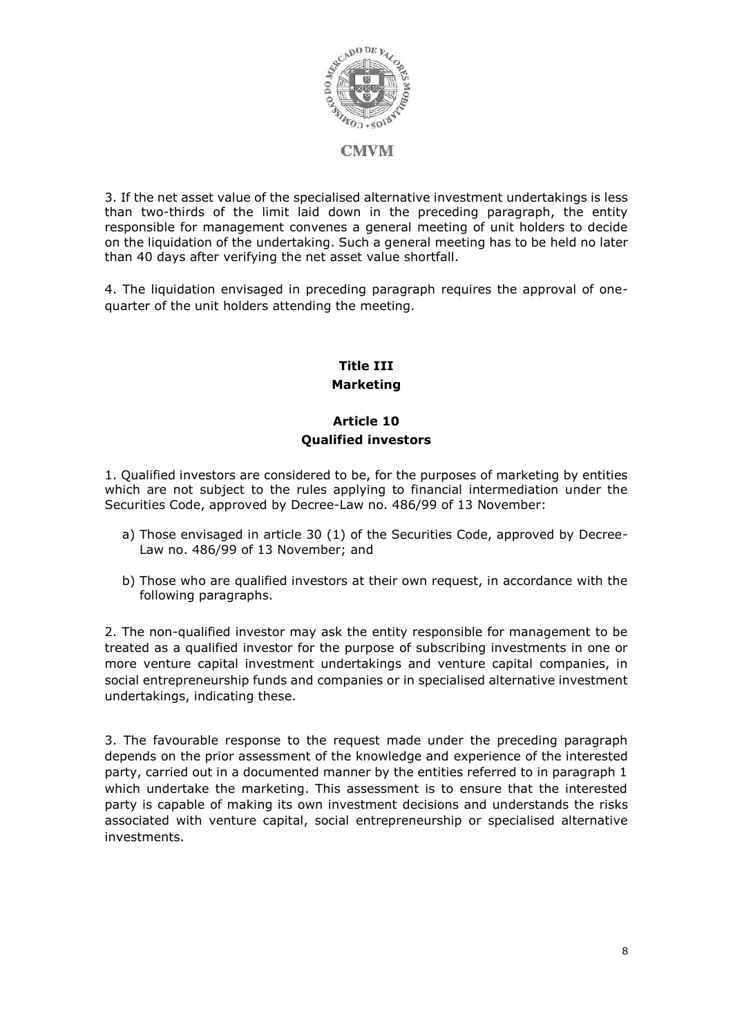3. If the net asset value of the specialised alternative investment undertakings is less than two-thirds of the limit laid down in the preceding paragraph, the entity responsible for management convenes a general meeting of unit holders to decide on the liquidation of the undertaking. Such a general meeting has to be held no later than 40 days after verifying the net asset value shortfall.

4. The liquidation envisaged in preceding paragraph requires the approval of one-quarter of the unit holders attending the meeting.

## Title III
## Marketing

### Article 10
### Qualified investors

1. Qualified investors are considered to be, for the purposes of marketing by entities which are not subject to the rules applying to financial intermediation under the Securities Code, approved by Decree-Law no. 486/99 of 13 November:

   a) Those envisaged in article 30 (1) of the Securities Code, approved by Decree-Law no. 486/99 of 13 November; and

   b) Those who are qualified investors at their own request, in accordance with the following paragraphs.

2. The non-qualified investor may ask the entity responsible for management to be treated as a qualified investor for the purpose of subscribing investments in one or more venture capital investment undertakings and venture capital companies, in social entrepreneurship funds and companies or in specialised alternative investment undertakings, indicating these.

3. The favourable response to the request made under the preceding paragraph depends on the prior assessment of the knowledge and experience of the interested party, carried out in a documented manner by the entities referred to in paragraph 1 which undertake the marketing. This assessment is to ensure that the interested party is capable of making its own investment decisions and understands the risks associated with venture capital, social entrepreneurship or specialised alternative investments.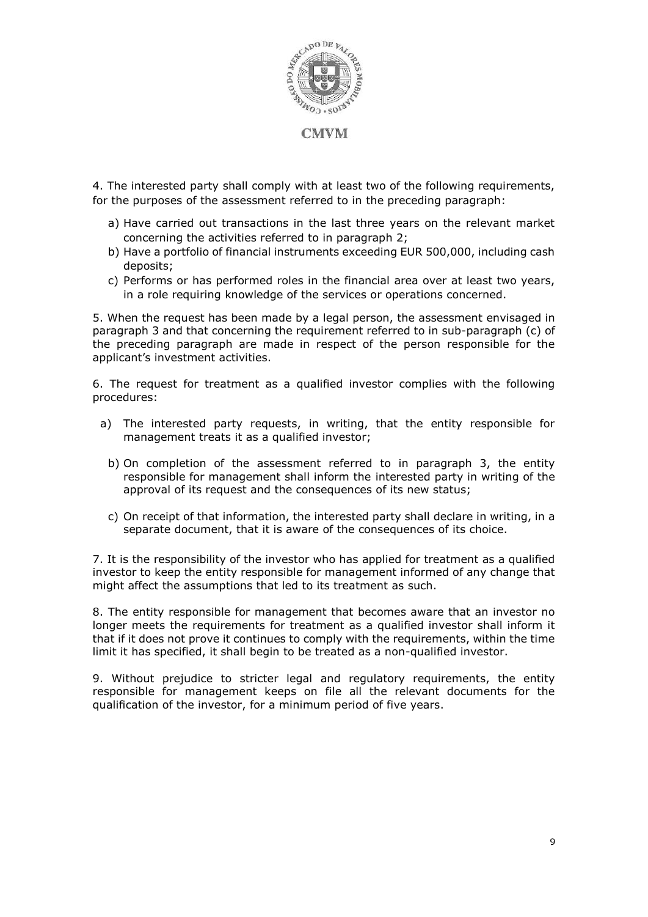4. The interested party shall comply with at least two of the following requirements, for the purposes of the assessment referred to in the preceding paragraph:

a) Have carried out transactions in the last three years on the relevant market concerning the activities referred to in paragraph 2;
b) Have a portfolio of financial instruments exceeding EUR 500,000, including cash deposits;
c) Performs or has performed roles in the financial area over at least two years, in a role requiring knowledge of the services or operations concerned.

5. When the request has been made by a legal person, the assessment envisaged in paragraph 3 and that concerning the requirement referred to in sub-paragraph (c) of the preceding paragraph are made in respect of the person responsible for the applicant's investment activities.

6. The request for treatment as a qualified investor complies with the following procedures:

a) The interested party requests, in writing, that the entity responsible for management treats it as a qualified investor;

b) On completion of the assessment referred to in paragraph 3, the entity responsible for management shall inform the interested party in writing of the approval of its request and the consequences of its new status;

c) On receipt of that information, the interested party shall declare in writing, in a separate document, that it is aware of the consequences of its choice.

7. It is the responsibility of the investor who has applied for treatment as a qualified investor to keep the entity responsible for management informed of any change that might affect the assumptions that led to its treatment as such.

8. The entity responsible for management that becomes aware that an investor no longer meets the requirements for treatment as a qualified investor shall inform it that if it does not prove it continues to comply with the requirements, within the time limit it has specified, it shall begin to be treated as a non-qualified investor.

9. Without prejudice to stricter legal and regulatory requirements, the entity responsible for management keeps on file all the relevant documents for the qualification of the investor, for a minimum period of five years.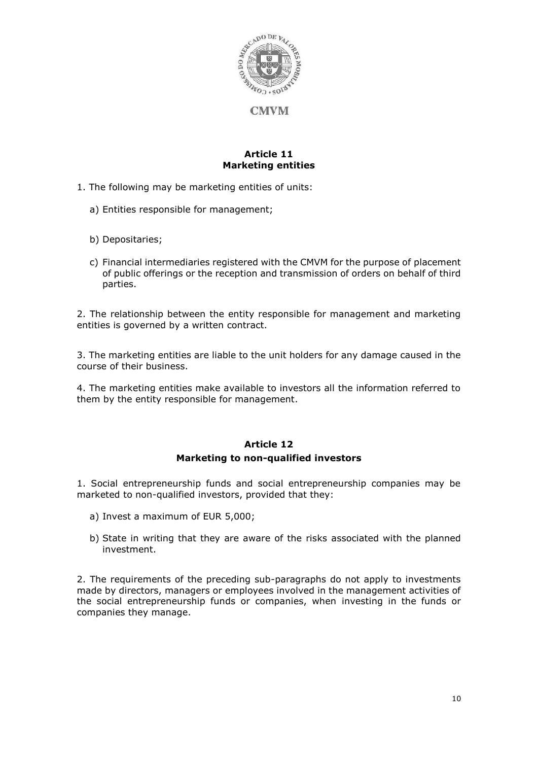## Article 11
## Marketing entities

1. The following may be marketing entities of units:

   a) Entities responsible for management;

   b) Depositaries;

   c) Financial intermediaries registered with the CMVM for the purpose of placement of public offerings or the reception and transmission of orders on behalf of third parties.

2. The relationship between the entity responsible for management and marketing entities is governed by a written contract.

3. The marketing entities are liable to the unit holders for any damage caused in the course of their business.

4. The marketing entities make available to investors all the information referred to them by the entity responsible for management.

## Article 12
## Marketing to non-qualified investors

1. Social entrepreneurship funds and social entrepreneurship companies may be marketed to non-qualified investors, provided that they:

   a) Invest a maximum of EUR 5,000;

   b) State in writing that they are aware of the risks associated with the planned investment.

2. The requirements of the preceding sub-paragraphs do not apply to investments made by directors, managers or employees involved in the management activities of the social entrepreneurship funds or companies, when investing in the funds or companies they manage.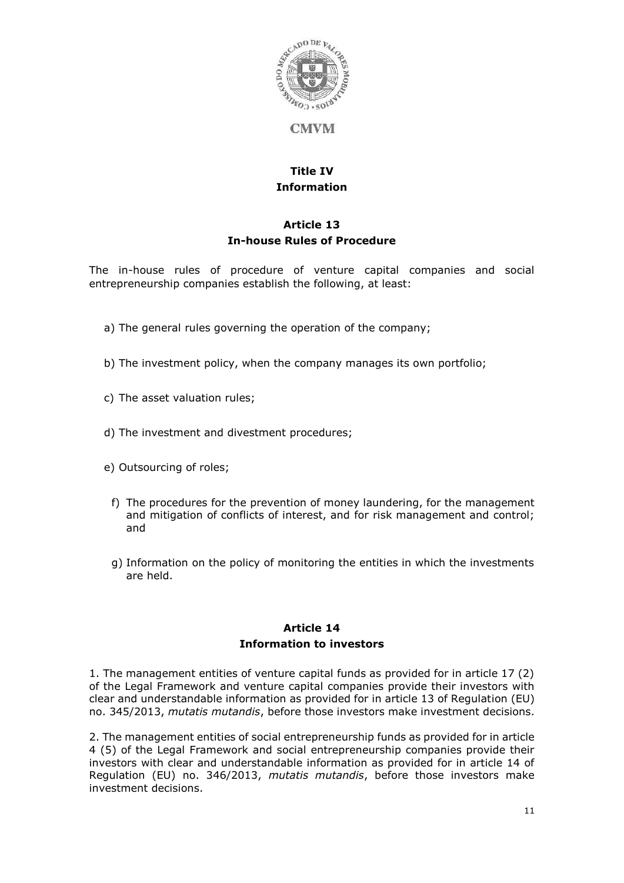**CMVM**

# Title IV
# Information

## Article 13
## In-house Rules of Procedure

The in-house rules of procedure of venture capital companies and social entrepreneurship companies establish the following, at least:

a) The general rules governing the operation of the company;

b) The investment policy, when the company manages its own portfolio;

c) The asset valuation rules;

d) The investment and divestment procedures;

e) Outsourcing of roles;

f) The procedures for the prevention of money laundering, for the management and mitigation of conflicts of interest, and for risk management and control; and

g) Information on the policy of monitoring the entities in which the investments are held.

## Article 14
## Information to investors

1. The management entities of venture capital funds as provided for in article 17 (2) of the Legal Framework and venture capital companies provide their investors with clear and understandable information as provided for in article 13 of Regulation (EU) no. 345/2013, *mutatis mutandis*, before those investors make investment decisions.

2. The management entities of social entrepreneurship funds as provided for in article 4 (5) of the Legal Framework and social entrepreneurship companies provide their investors with clear and understandable information as provided for in article 14 of Regulation (EU) no. 346/2013, *mutatis mutandis*, before those investors make investment decisions.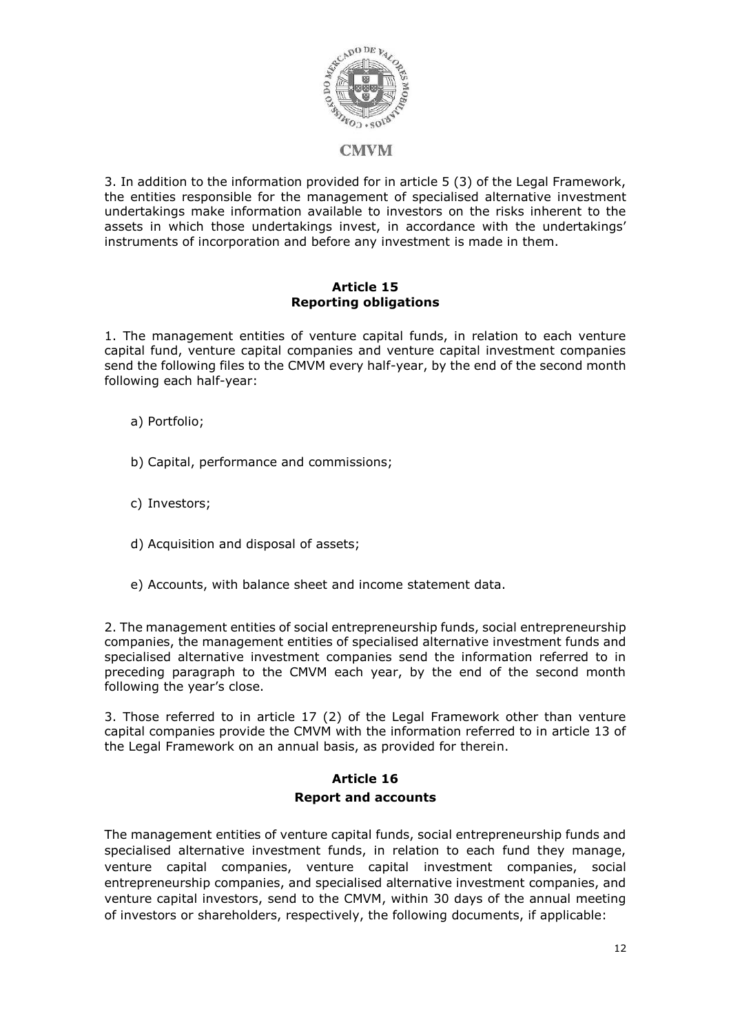3. In addition to the information provided for in article 5 (3) of the Legal Framework, the entities responsible for the management of specialised alternative investment undertakings make information available to investors on the risks inherent to the assets in which those undertakings invest, in accordance with the undertakings' instruments of incorporation and before any investment is made in them.

### Article 15
### Reporting obligations

1. The management entities of venture capital funds, in relation to each venture capital fund, venture capital companies and venture capital investment companies send the following files to the CMVM every half-year, by the end of the second month following each half-year:

   a) Portfolio;

   b) Capital, performance and commissions;

   c) Investors;

   d) Acquisition and disposal of assets;

   e) Accounts, with balance sheet and income statement data.

2. The management entities of social entrepreneurship funds, social entrepreneurship companies, the management entities of specialised alternative investment funds and specialised alternative investment companies send the information referred to in preceding paragraph to the CMVM each year, by the end of the second month following the year's close.

3. Those referred to in article 17 (2) of the Legal Framework other than venture capital companies provide the CMVM with the information referred to in article 13 of the Legal Framework on an annual basis, as provided for therein.

### Article 16
### Report and accounts

The management entities of venture capital funds, social entrepreneurship funds and specialised alternative investment funds, in relation to each fund they manage, venture capital companies, venture capital investment companies, social entrepreneurship companies, and specialised alternative investment companies, and venture capital investors, send to the CMVM, within 30 days of the annual meeting of investors or shareholders, respectively, the following documents, if applicable: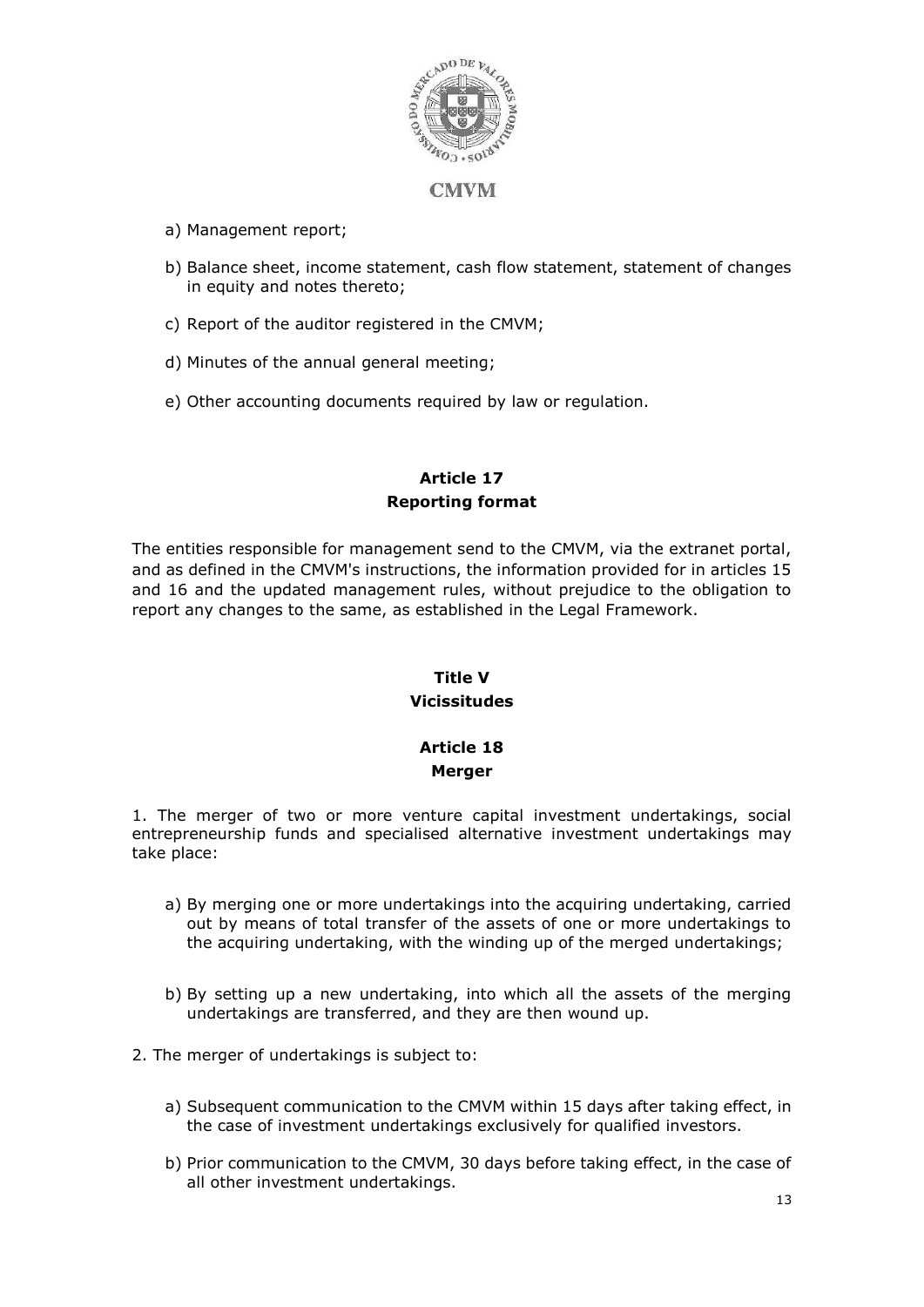a) Management report;

b) Balance sheet, income statement, cash flow statement, statement of changes in equity and notes thereto;

c) Report of the auditor registered in the CMVM;

d) Minutes of the annual general meeting;

e) Other accounting documents required by law or regulation.

### Article 17
### Reporting format

The entities responsible for management send to the CMVM, via the extranet portal, and as defined in the CMVM's instructions, the information provided for in articles 15 and 16 and the updated management rules, without prejudice to the obligation to report any changes to the same, as established in the Legal Framework.

## Title V
## Vicissitudes

### Article 18
### Merger

1. The merger of two or more venture capital investment undertakings, social entrepreneurship funds and specialised alternative investment undertakings may take place:

   a) By merging one or more undertakings into the acquiring undertaking, carried out by means of total transfer of the assets of one or more undertakings to the acquiring undertaking, with the winding up of the merged undertakings;

   b) By setting up a new undertaking, into which all the assets of the merging undertakings are transferred, and they are then wound up.

2. The merger of undertakings is subject to:

   a) Subsequent communication to the CMVM within 15 days after taking effect, in the case of investment undertakings exclusively for qualified investors.

   b) Prior communication to the CMVM, 30 days before taking effect, in the case of all other investment undertakings.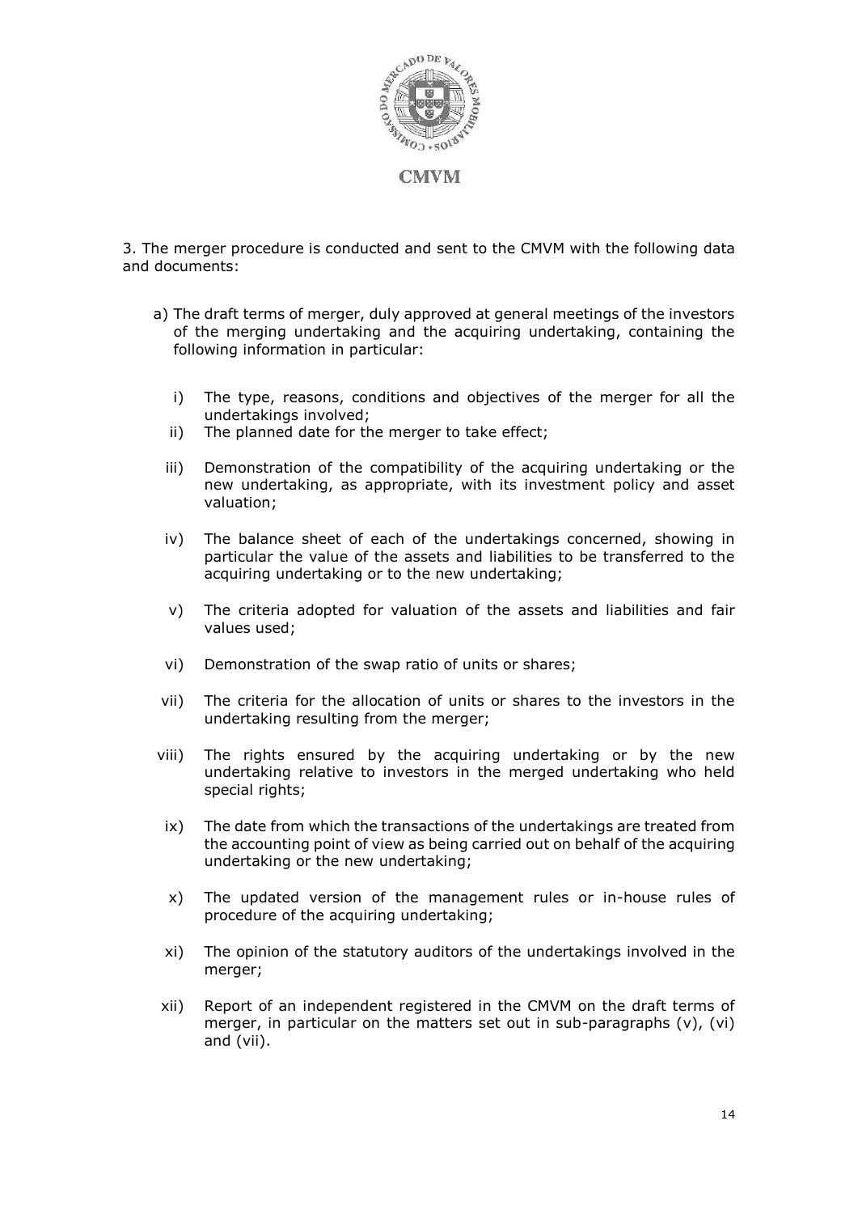3. The merger procedure is conducted and sent to the CMVM with the following data and documents:

a) The draft terms of merger, duly approved at general meetings of the investors of the merging undertaking and the acquiring undertaking, containing the following information in particular:

   i) The type, reasons, conditions and objectives of the merger for all the undertakings involved;

   ii) The planned date for the merger to take effect;

   iii) Demonstration of the compatibility of the acquiring undertaking or the new undertaking, as appropriate, with its investment policy and asset valuation;

   iv) The balance sheet of each of the undertakings concerned, showing in particular the value of the assets and liabilities to be transferred to the acquiring undertaking or to the new undertaking;

   v) The criteria adopted for valuation of the assets and liabilities and fair values used;

   vi) Demonstration of the swap ratio of units or shares;

   vii) The criteria for the allocation of units or shares to the investors in the undertaking resulting from the merger;

   viii) The rights ensured by the acquiring undertaking or by the new undertaking relative to investors in the merged undertaking who held special rights;

   ix) The date from which the transactions of the undertakings are treated from the accounting point of view as being carried out on behalf of the acquiring undertaking or the new undertaking;

   x) The updated version of the management rules or in-house rules of procedure of the acquiring undertaking;

   xi) The opinion of the statutory auditors of the undertakings involved in the merger;

   xii) Report of an independent registered in the CMVM on the draft terms of merger, in particular on the matters set out in sub-paragraphs (v), (vi) and (vii).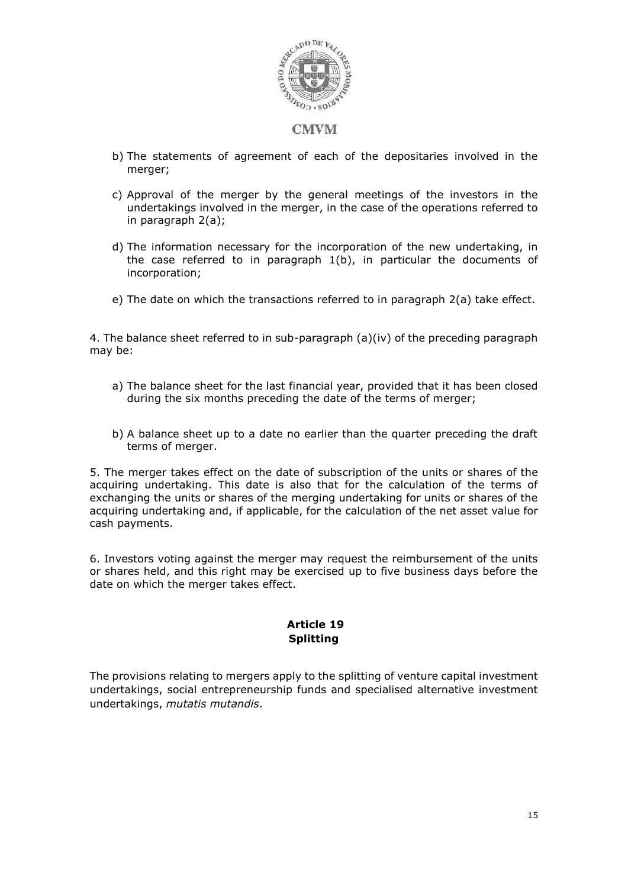b) The statements of agreement of each of the depositaries involved in the merger;

c) Approval of the merger by the general meetings of the investors in the undertakings involved in the merger, in the case of the operations referred to in paragraph 2(a);

d) The information necessary for the incorporation of the new undertaking, in the case referred to in paragraph 1(b), in particular the documents of incorporation;

e) The date on which the transactions referred to in paragraph 2(a) take effect.

4. The balance sheet referred to in sub-paragraph (a)(iv) of the preceding paragraph may be:

a) The balance sheet for the last financial year, provided that it has been closed during the six months preceding the date of the terms of merger;

b) A balance sheet up to a date no earlier than the quarter preceding the draft terms of merger.

5. The merger takes effect on the date of subscription of the units or shares of the acquiring undertaking. This date is also that for the calculation of the terms of exchanging the units or shares of the merging undertaking for units or shares of the acquiring undertaking and, if applicable, for the calculation of the net asset value for cash payments.

6. Investors voting against the merger may request the reimbursement of the units or shares held, and this right may be exercised up to five business days before the date on which the merger takes effect.

### Article 19
### Splitting

The provisions relating to mergers apply to the splitting of venture capital investment undertakings, social entrepreneurship funds and specialised alternative investment undertakings, *mutatis mutandis*.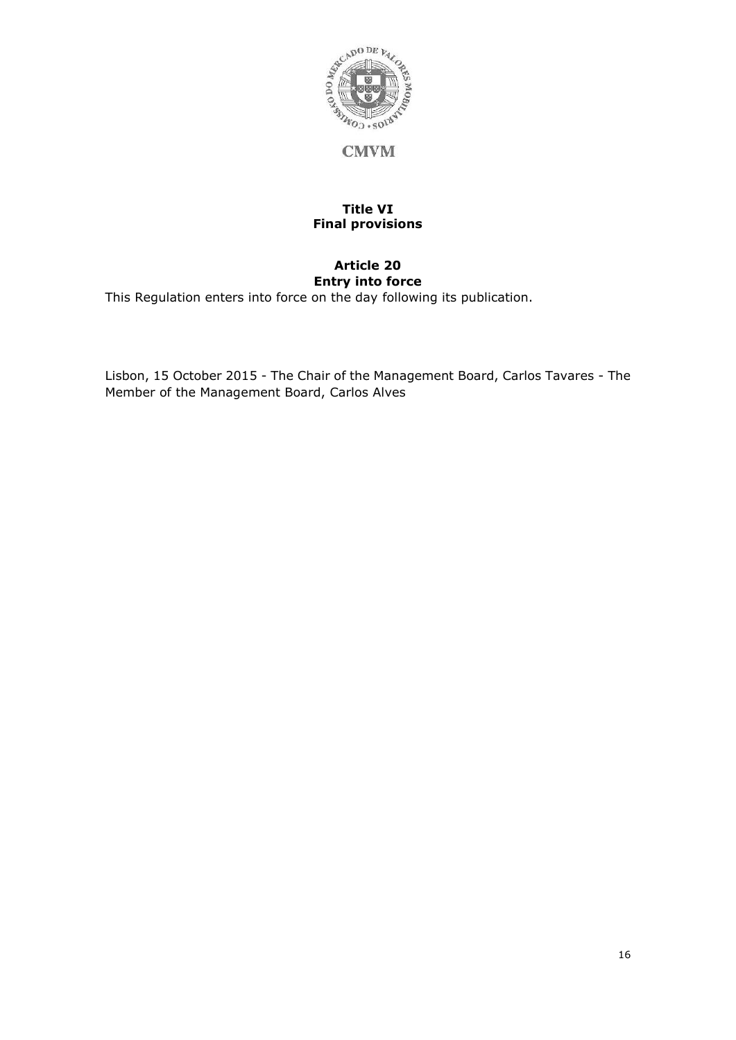## Title VI
## Final provisions

### Article 20
### Entry into force

This Regulation enters into force on the day following its publication.

Lisbon, 15 October 2015 - The Chair of the Management Board, Carlos Tavares - The Member of the Management Board, Carlos Alves